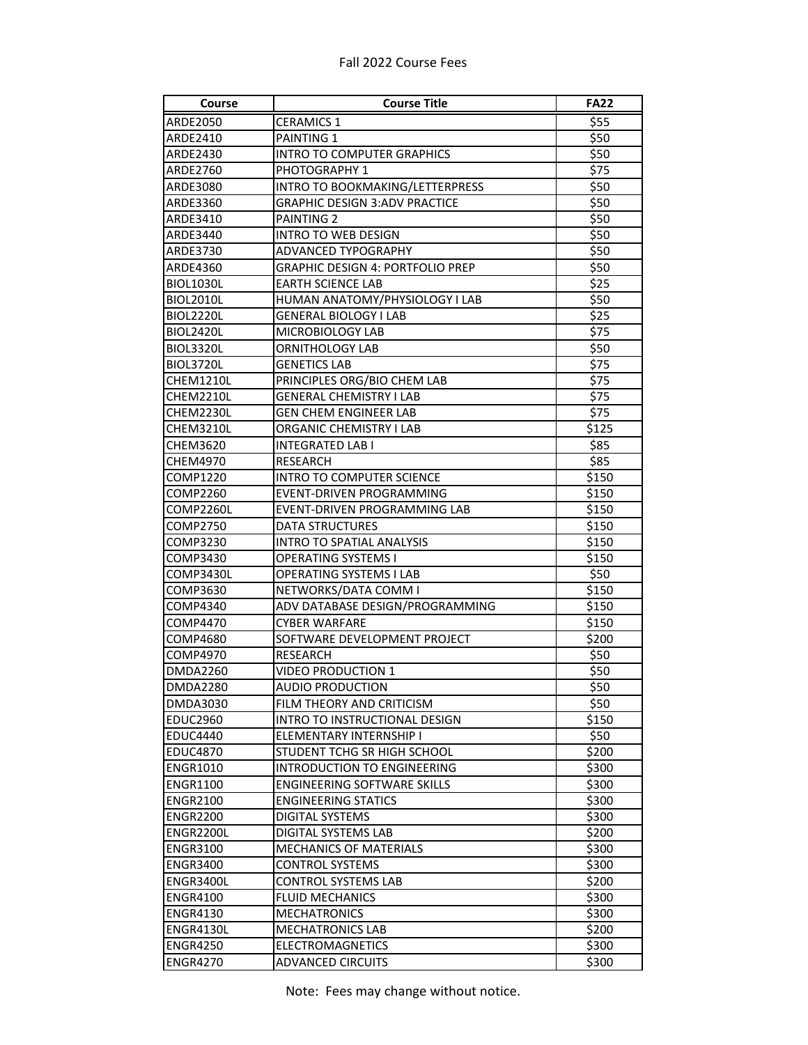# Fall 2022 Course Fees

| Course | Course Title | FA22 |
|---|---|---|
| ARDE2050 | CERAMICS 1 | $55 |
| ARDE2410 | PAINTING 1 | $50 |
| ARDE2430 | INTRO TO COMPUTER GRAPHICS | $50 |
| ARDE2760 | PHOTOGRAPHY 1 | $75 |
| ARDE3080 | INTRO TO BOOKMAKING/LETTERPRESS | $50 |
| ARDE3360 | GRAPHIC DESIGN 3:ADV PRACTICE | $50 |
| ARDE3410 | PAINTING 2 | $50 |
| ARDE3440 | INTRO TO WEB DESIGN | $50 |
| ARDE3730 | ADVANCED TYPOGRAPHY | $50 |
| ARDE4360 | GRAPHIC DESIGN 4: PORTFOLIO PREP | $50 |
| BIOL1030L | EARTH SCIENCE LAB | $25 |
| BIOL2010L | HUMAN ANATOMY/PHYSIOLOGY I LAB | $50 |
| BIOL2220L | GENERAL BIOLOGY I LAB | $25 |
| BIOL2420L | MICROBIOLOGY LAB | $75 |
| BIOL3320L | ORNITHOLOGY LAB | $50 |
| BIOL3720L | GENETICS LAB | $75 |
| CHEM1210L | PRINCIPLES ORG/BIO CHEM LAB | $75 |
| CHEM2210L | GENERAL CHEMISTRY I LAB | $75 |
| CHEM2230L | GEN CHEM ENGINEER LAB | $75 |
| CHEM3210L | ORGANIC CHEMISTRY I LAB | $125 |
| CHEM3620 | INTEGRATED LAB I | $85 |
| CHEM4970 | RESEARCH | $85 |
| COMP1220 | INTRO TO COMPUTER SCIENCE | $150 |
| COMP2260 | EVENT-DRIVEN PROGRAMMING | $150 |
| COMP2260L | EVENT-DRIVEN PROGRAMMING LAB | $150 |
| COMP2750 | DATA STRUCTURES | $150 |
| COMP3230 | INTRO TO SPATIAL ANALYSIS | $150 |
| COMP3430 | OPERATING SYSTEMS I | $150 |
| COMP3430L | OPERATING SYSTEMS I LAB | $50 |
| COMP3630 | NETWORKS/DATA COMM I | $150 |
| COMP4340 | ADV DATABASE DESIGN/PROGRAMMING | $150 |
| COMP4470 | CYBER WARFARE | $150 |
| COMP4680 | SOFTWARE DEVELOPMENT PROJECT | $200 |
| COMP4970 | RESEARCH | $50 |
| DMDA2260 | VIDEO PRODUCTION 1 | $50 |
| DMDA2280 | AUDIO PRODUCTION | $50 |
| DMDA3030 | FILM THEORY AND CRITICISM | $50 |
| EDUC2960 | INTRO TO INSTRUCTIONAL DESIGN | $150 |
| EDUC4440 | ELEMENTARY INTERNSHIP I | $50 |
| EDUC4870 | STUDENT TCHG SR HIGH SCHOOL | $200 |
| ENGR1010 | INTRODUCTION TO ENGINEERING | $300 |
| ENGR1100 | ENGINEERING SOFTWARE SKILLS | $300 |
| ENGR2100 | ENGINEERING STATICS | $300 |
| ENGR2200 | DIGITAL SYSTEMS | $300 |
| ENGR2200L | DIGITAL SYSTEMS LAB | $200 |
| ENGR3100 | MECHANICS OF MATERIALS | $300 |
| ENGR3400 | CONTROL SYSTEMS | $300 |
| ENGR3400L | CONTROL SYSTEMS LAB | $200 |
| ENGR4100 | FLUID MECHANICS | $300 |
| ENGR4130 | MECHATRONICS | $300 |
| ENGR4130L | MECHATRONICS LAB | $200 |
| ENGR4250 | ELECTROMAGNETICS | $300 |
| ENGR4270 | ADVANCED CIRCUITS | $300 |

Note: Fees may change without notice.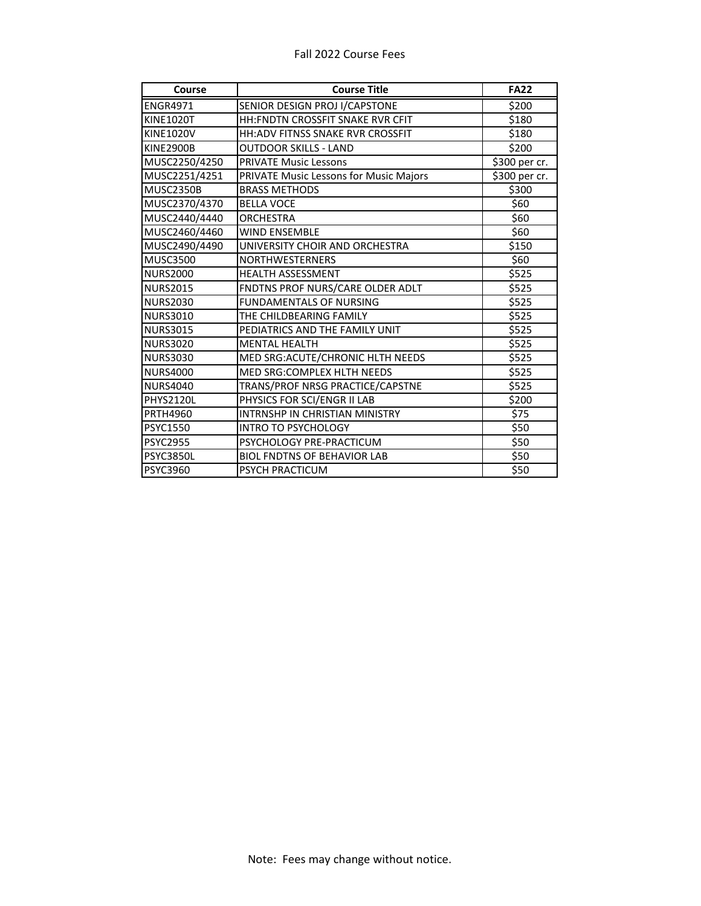Fall 2022 Course Fees

| Course | Course Title | FA22 |
| --- | --- | --- |
| ENGR4971 | SENIOR DESIGN PROJ I/CAPSTONE | $200 |
| KINE1020T | HH:FNDTN CROSSFIT SNAKE RVR CFIT | $180 |
| KINE1020V | HH:ADV FITNSS SNAKE RVR CROSSFIT | $180 |
| KINE2900B | OUTDOOR SKILLS - LAND | $200 |
| MUSC2250/4250 | PRIVATE Music Lessons | $300 per cr. |
| MUSC2251/4251 | PRIVATE Music Lessons for Music Majors | $300 per cr. |
| MUSC2350B | BRASS METHODS | $300 |
| MUSC2370/4370 | BELLA VOCE | $60 |
| MUSC2440/4440 | ORCHESTRA | $60 |
| MUSC2460/4460 | WIND ENSEMBLE | $60 |
| MUSC2490/4490 | UNIVERSITY CHOIR AND ORCHESTRA | $150 |
| MUSC3500 | NORTHWESTERNERS | $60 |
| NURS2000 | HEALTH ASSESSMENT | $525 |
| NURS2015 | FNDTNS PROF NURS/CARE OLDER ADLT | $525 |
| NURS2030 | FUNDAMENTALS OF NURSING | $525 |
| NURS3010 | THE CHILDBEARING FAMILY | $525 |
| NURS3015 | PEDIATRICS AND THE FAMILY UNIT | $525 |
| NURS3020 | MENTAL HEALTH | $525 |
| NURS3030 | MED SRG:ACUTE/CHRONIC HLTH NEEDS | $525 |
| NURS4000 | MED SRG:COMPLEX HLTH NEEDS | $525 |
| NURS4040 | TRANS/PROF NRSG PRACTICE/CAPSTNE | $525 |
| PHYS2120L | PHYSICS FOR SCI/ENGR II LAB | $200 |
| PRTH4960 | INTRNSHP IN CHRISTIAN MINISTRY | $75 |
| PSYC1550 | INTRO TO PSYCHOLOGY | $50 |
| PSYC2955 | PSYCHOLOGY PRE-PRACTICUM | $50 |
| PSYC3850L | BIOL FNDTNS OF BEHAVIOR LAB | $50 |
| PSYC3960 | PSYCH PRACTICUM | $50 |

Note: Fees may change without notice.